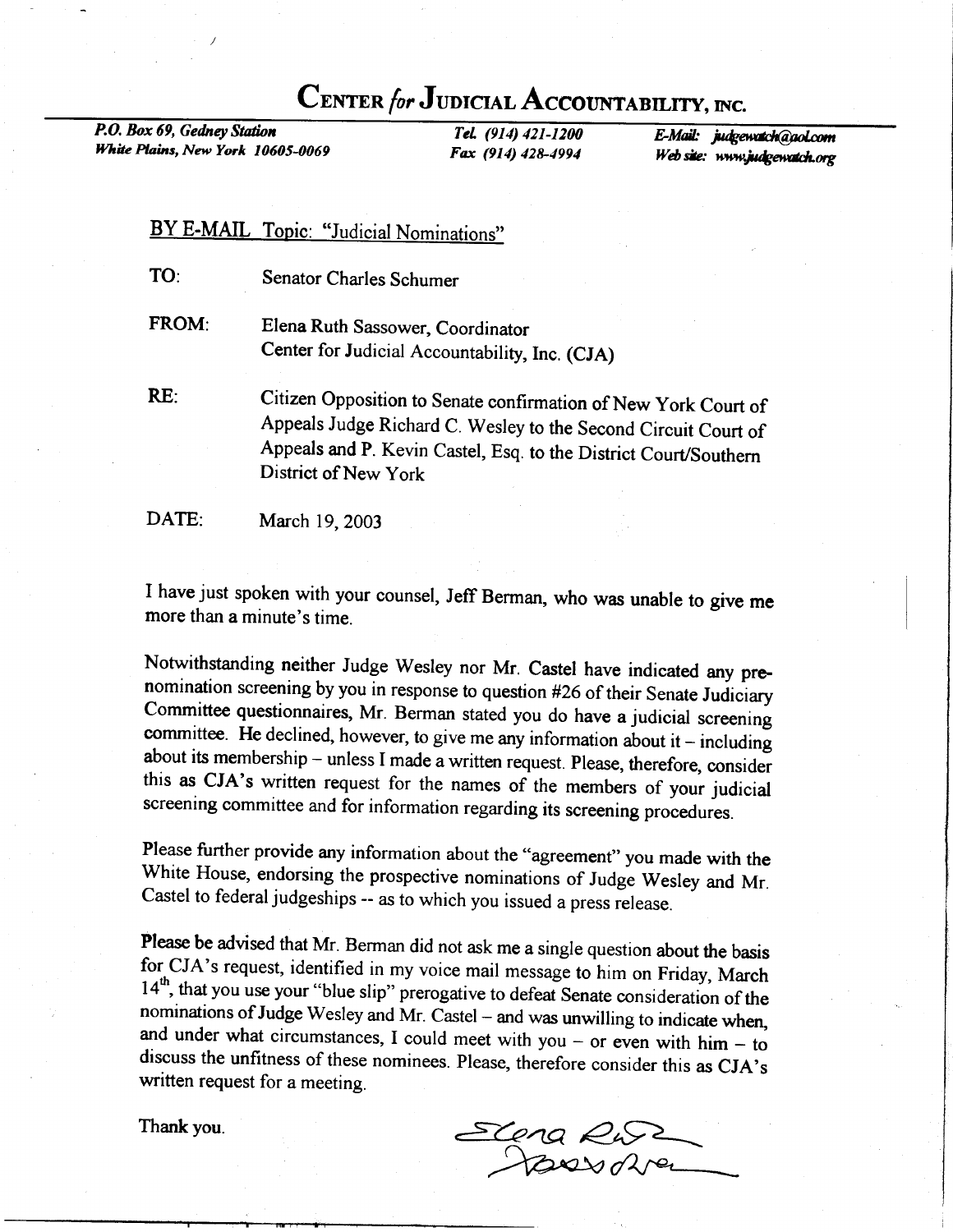# CENTER *for* JUDICIAL ACCOUNTABILITY, INC.

*P.O. Box 69, Gedney Station*
*White Plains, New York 10605-0069*

*Tel. (914) 421-1200*
*Fax (914) 428-4994*

*E-Mail: judgewatch@aol.com*
*Web site: www.judgewatch.org*

BY E-MAIL Topic: "Judicial Nominations"

**TO:** Senator Charles Schumer

**FROM:** Elena Ruth Sassower, Coordinator
Center for Judicial Accountability, Inc. (CJA)

**RE:** Citizen Opposition to Senate confirmation of New York Court of Appeals Judge Richard C. Wesley to the Second Circuit Court of Appeals and P. Kevin Castel, Esq. to the District Court/Southern District of New York

**DATE:** March 19, 2003

I have just spoken with your counsel, Jeff Berman, who was unable to give me more than a minute's time.

Notwithstanding neither Judge Wesley nor Mr. Castel have indicated any pre-nomination screening by you in response to question #26 of their Senate Judiciary Committee questionnaires, Mr. Berman stated you do have a judicial screening committee. He declined, however, to give me any information about it – including about its membership – unless I made a written request. Please, therefore, consider this as CJA's written request for the names of the members of your judicial screening committee and for information regarding its screening procedures.

Please further provide any information about the "agreement" you made with the White House, endorsing the prospective nominations of Judge Wesley and Mr. Castel to federal judgeships -- as to which you issued a press release.

Please be advised that Mr. Berman did not ask me a single question about the basis for CJA's request, identified in my voice mail message to him on Friday, March 14th, that you use your "blue slip" prerogative to defeat Senate consideration of the nominations of Judge Wesley and Mr. Castel – and was unwilling to indicate when, and under what circumstances, I could meet with you – or even with him – to discuss the unfitness of these nominees. Please, therefore consider this as CJA's written request for a meeting.

Thank you.

Elena Ruth Sassower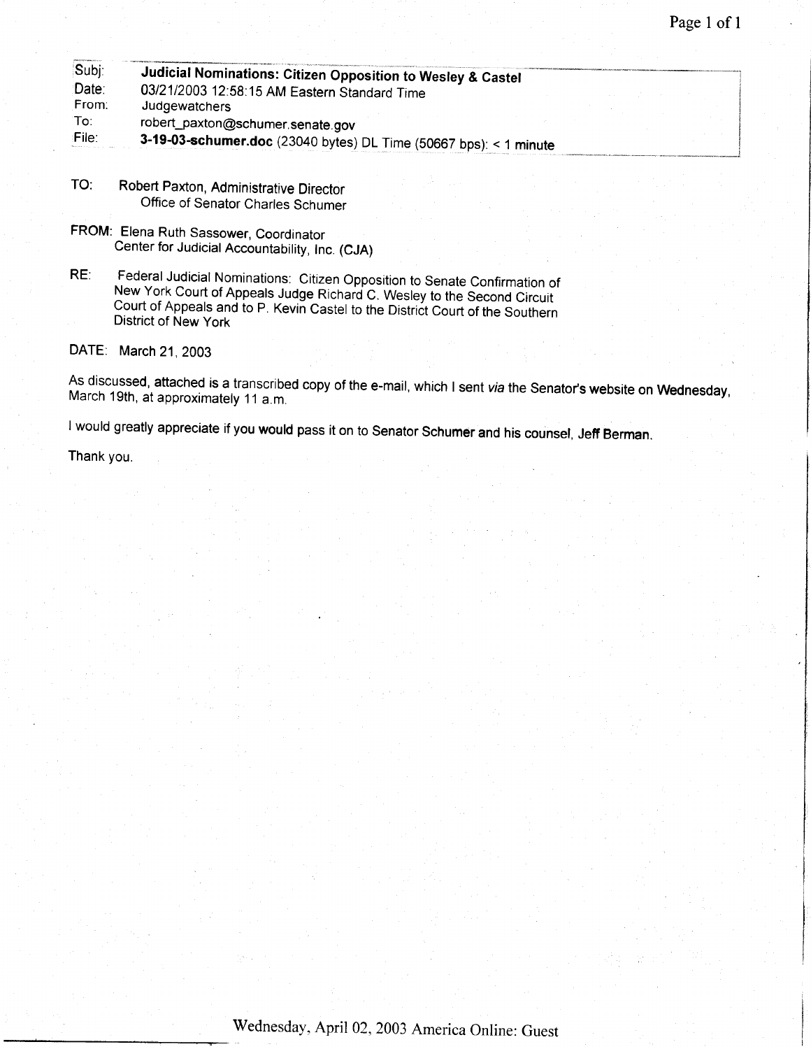| | |
|---|---|
| Subj: | **Judicial Nominations: Citizen Opposition to Wesley & Castel** |
| Date: | 03/21/2003 12:58:15 AM Eastern Standard Time |
| From: | Judgewatchers |
| To: | robert_paxton@schumer.senate.gov |
| File: | **3-19-03-schumer.doc** (23040 bytes) DL Time (50667 bps): < 1 minute |

TO: Robert Paxton, Administrative Director
Office of Senator Charles Schumer

FROM: Elena Ruth Sassower, Coordinator
Center for Judicial Accountability, Inc. (CJA)

RE: Federal Judicial Nominations: Citizen Opposition to Senate Confirmation of New York Court of Appeals Judge Richard C. Wesley to the Second Circuit Court of Appeals and to P. Kevin Castel to the District Court of the Southern District of New York

DATE: March 21, 2003

As discussed, attached is a transcribed copy of the e-mail, which I sent *via* the Senator's website on Wednesday, March 19th, at approximately 11 a.m.

I would greatly appreciate if you would pass it on to Senator Schumer and his counsel, Jeff Berman.

Thank you.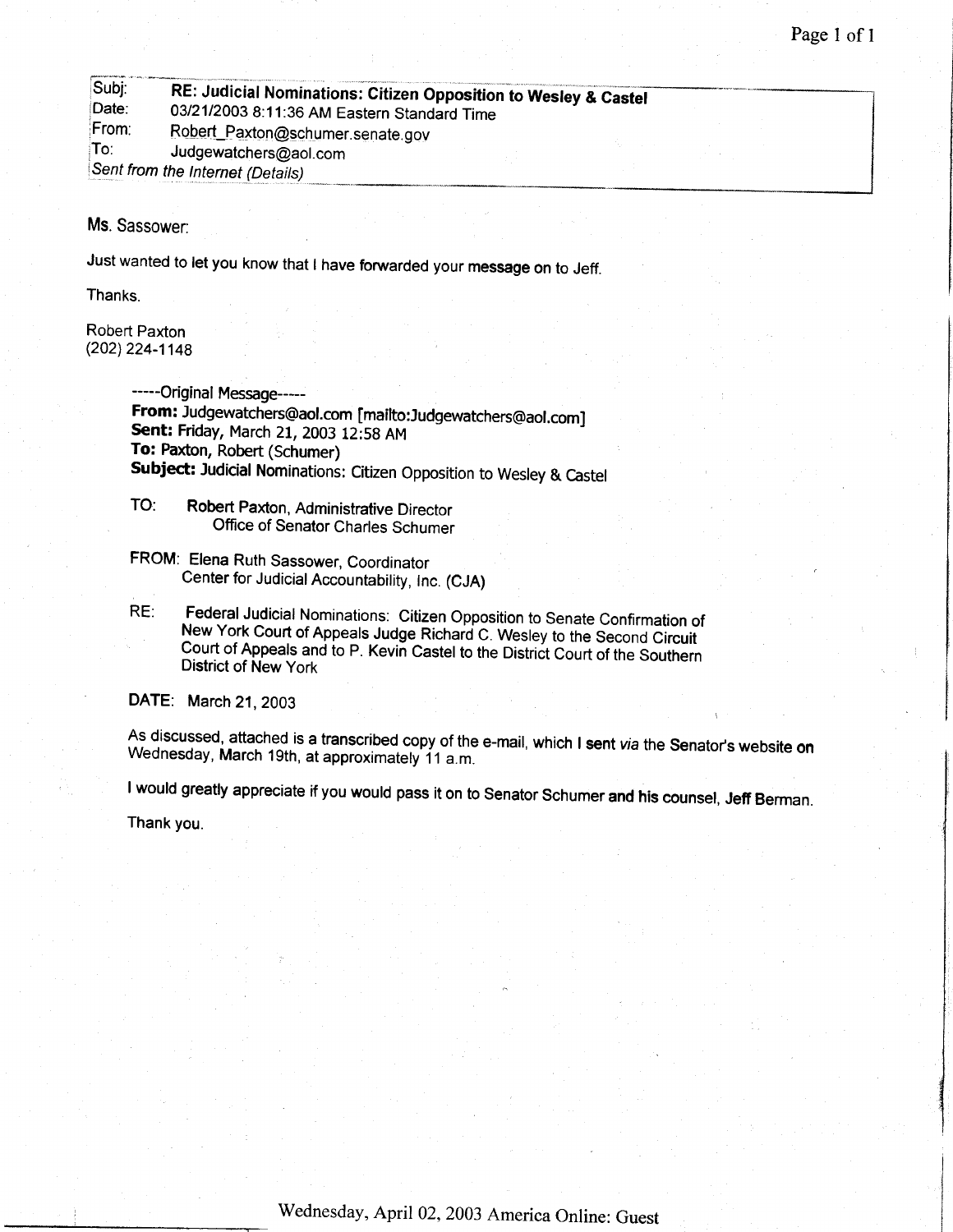| | |
|---|---|
| Subj: | **RE: Judicial Nominations: Citizen Opposition to Wesley & Castel** |
| Date: | 03/21/2003 8:11:36 AM Eastern Standard Time |
| From: | Robert_Paxton@schumer.senate.gov |
| To: | Judgewatchers@aol.com |
| *Sent from the Internet (Details)* | |

Ms. Sassower:

Just wanted to let you know that I have forwarded your message on to Jeff.

Thanks.

Robert Paxton
(202) 224-1148

> -----Original Message-----
> **From:** Judgewatchers@aol.com [mailto:Judgewatchers@aol.com]
> **Sent:** Friday, March 21, 2003 12:58 AM
> **To:** Paxton, Robert (Schumer)
> **Subject:** Judicial Nominations: Citizen Opposition to Wesley & Castel
>
> TO: Robert Paxton, Administrative Director
> Office of Senator Charles Schumer
>
> FROM: Elena Ruth Sassower, Coordinator
> Center for Judicial Accountability, Inc. (CJA)
>
> RE: Federal Judicial Nominations: Citizen Opposition to Senate Confirmation of New York Court of Appeals Judge Richard C. Wesley to the Second Circuit Court of Appeals and to P. Kevin Castel to the District Court of the Southern District of New York
>
> DATE: March 21, 2003
>
> As discussed, attached is a transcribed copy of the e-mail, which I sent *via* the Senator's website on Wednesday, March 19th, at approximately 11 a.m.
>
> I would greatly appreciate if you would pass it on to Senator Schumer and his counsel, Jeff Berman.
>
> Thank you.